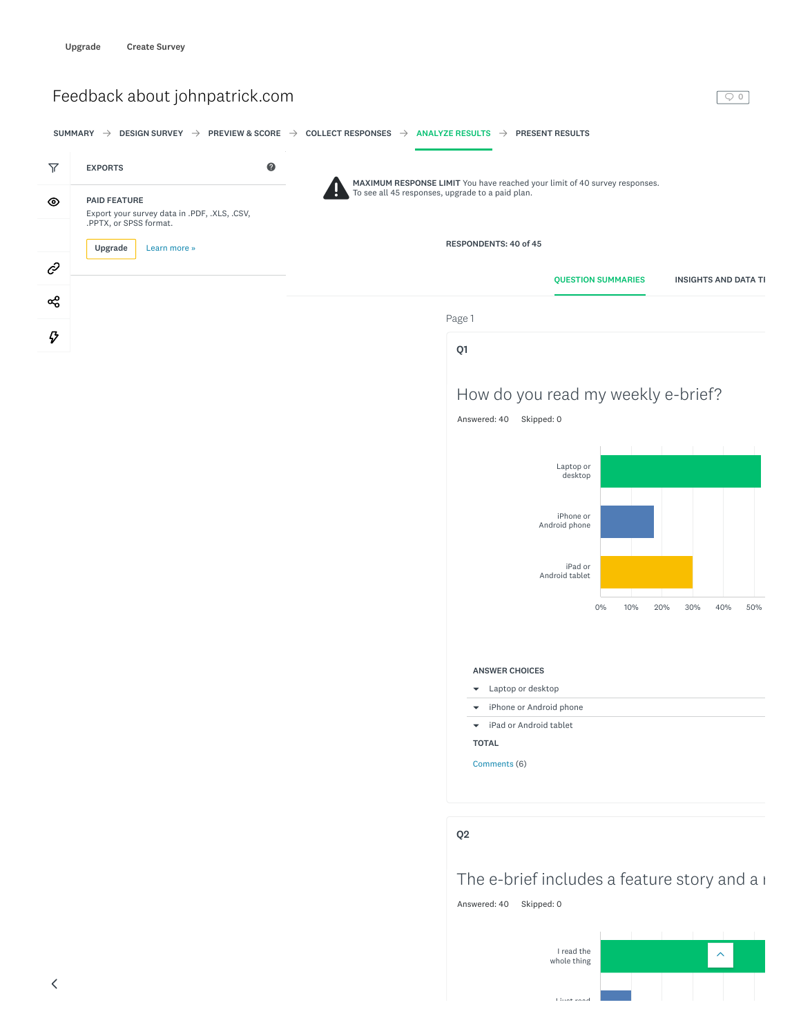Upgrade Create Survey

# Feedback about johnpatrick.com

SUMMARY → DESIGN SURVEY → PREVIEW & SCORE → COLLECT RESPONSES → ANALYZE RESULTS → PRESENT RESULTS

EXPORTS

PAID FEATURE

Export your survey data in .PDF, .XLS, .CSV, .PPTX, or SPSS format.

Upgrade Learn more »

**MAXIMUM RESPONSE LIMIT** You have reached your limit of 40 survey responses. To see all 45 responses, upgrade to a paid plan.

RESPONDENTS: 40 of 45

QUESTION SUMMARIES INSIGHTS AND DATA TI

Page 1

## Q1

### How do you read my weekly e-brief?

Answered: 40 Skipped: 0

Laptop or desktop

iPhone or Android phone

iPad or Android tablet

0% 10% 20% 30% 40% 50%

ANSWER CHOICES

- Laptop or desktop
- iPhone or Android phone
- iPad or Android tablet

TOTAL

Comments (6)

## Q2

### The e-brief includes a feature story and a

Answered: 40 Skipped: 0

I read the whole thing

I just read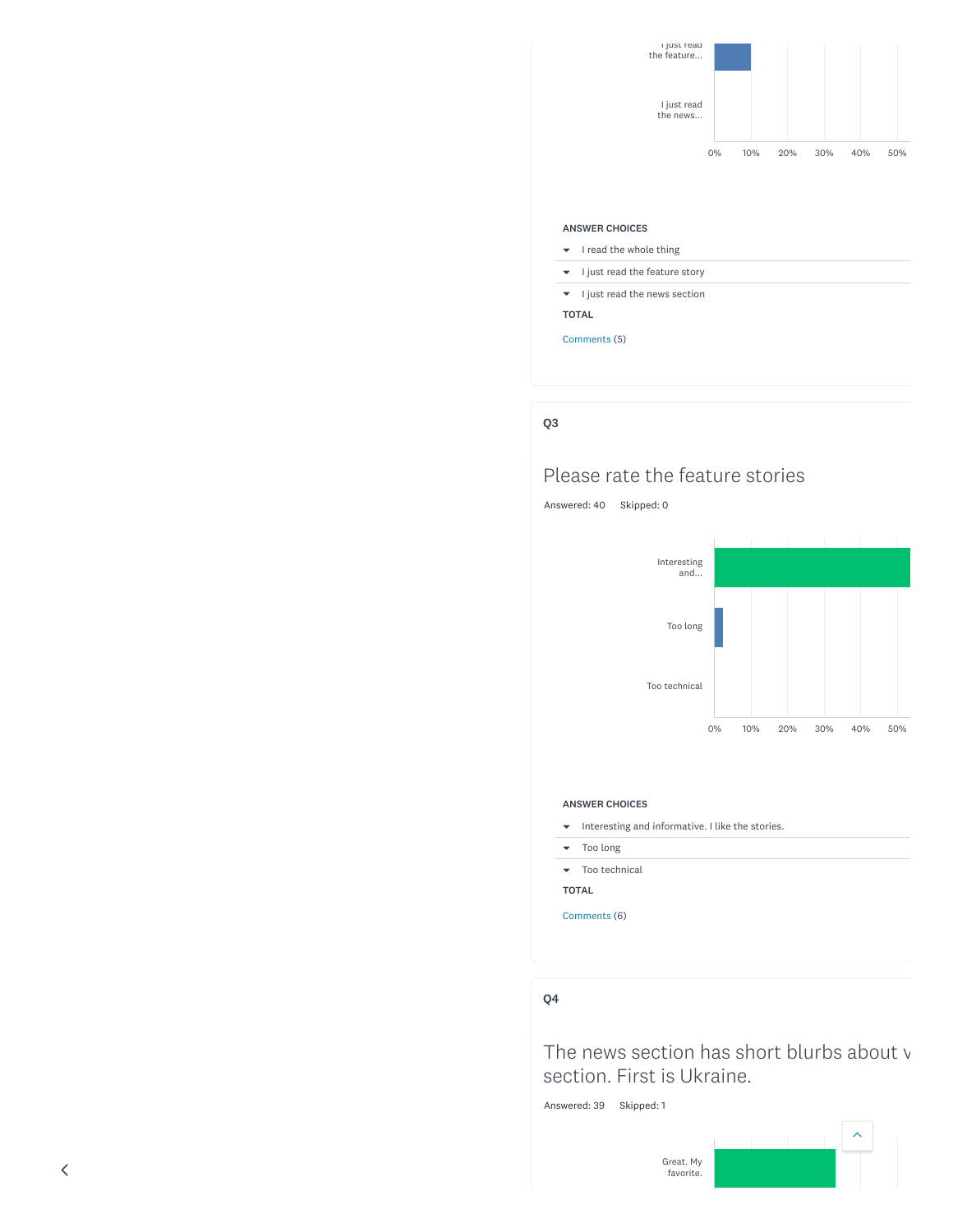I just read the feature...

I just read the news...

0% 10% 20% 30% 40% 50%

| ANSWER CHOICES |
| --- |
| I read the whole thing |
| I just read the feature story |
| I just read the news section |
| TOTAL |

Comments (5)

## Q3

# Please rate the feature stories

Answered: 40 Skipped: 0

Interesting and...

Too long

Too technical

0% 10% 20% 30% 40% 50%

| ANSWER CHOICES |
| --- |
| Interesting and informative. I like the stories. |
| Too long |
| Too technical |
| TOTAL |

Comments (6)

## Q4

# The news section has short blurbs about v section. First is Ukraine.

Answered: 39 Skipped: 1

Great. My favorite.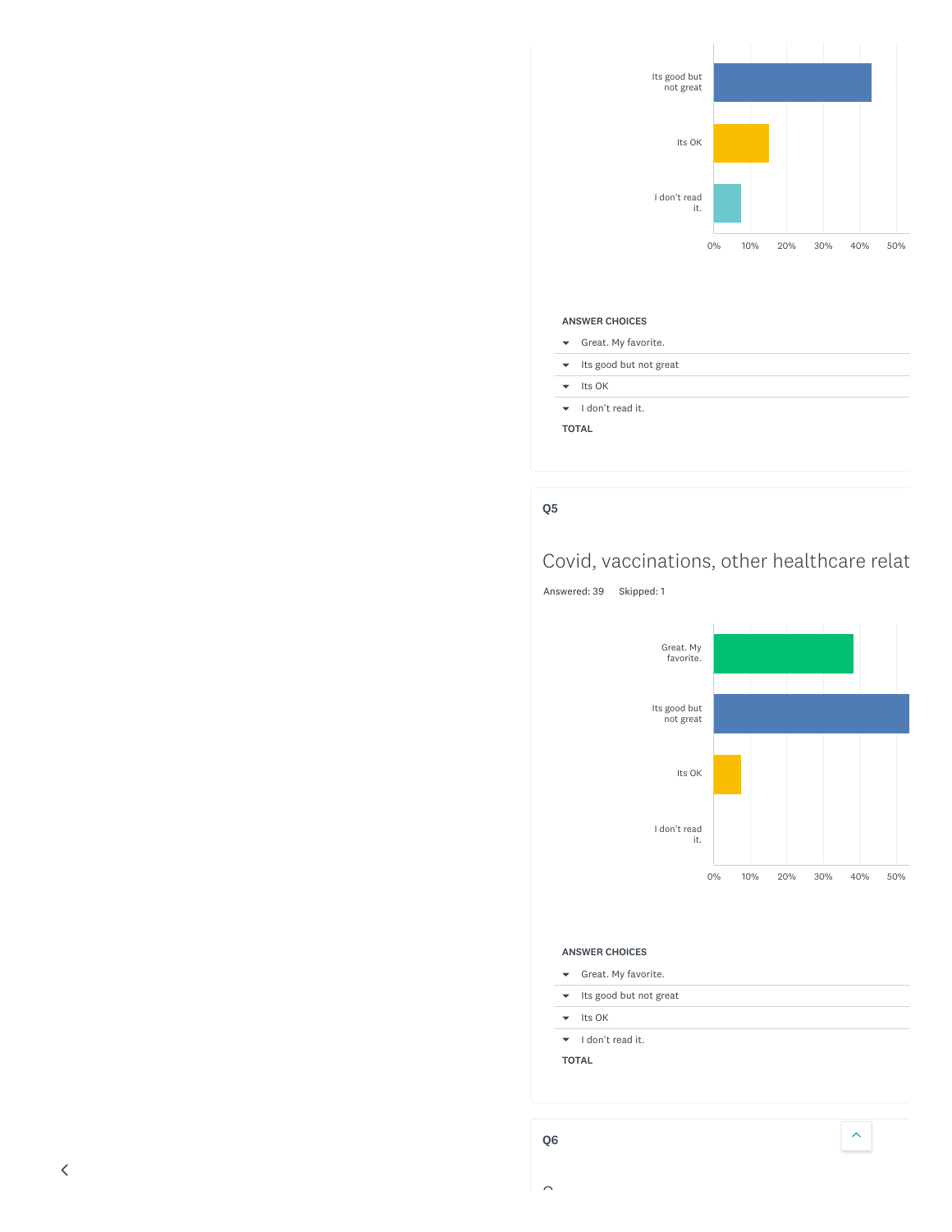Its good but not great

Its OK

I don't read it.

0% 10% 20% 30% 40% 50%

| ANSWER CHOICES |
|---|
| Great. My favorite. |
| Its good but not great |
| Its OK |
| I don't read it. |
| TOTAL |

## Q5

### Covid, vaccinations, other healthcare relat

Answered: 39 Skipped: 1

Great. My favorite.

Its good but not great

Its OK

I don't read it.

0% 10% 20% 30% 40% 50%

| ANSWER CHOICES |
|---|
| Great. My favorite. |
| Its good but not great |
| Its OK |
| I don't read it. |
| TOTAL |

## Q6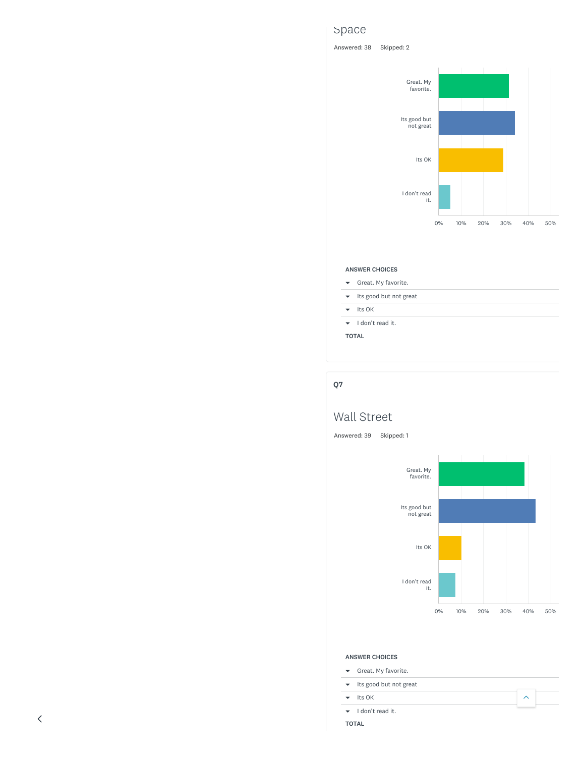## Space

Answered: 38    Skipped: 2

Great. My favorite.

Its good but not great

Its OK

I don't read it.

0% 10% 20% 30% 40% 50%

| ANSWER CHOICES |
| --- |
| Great. My favorite. |
| Its good but not great |
| Its OK |
| I don't read it. |
| TOTAL |

### Q7

## Wall Street

Answered: 39    Skipped: 1

Great. My favorite.

Its good but not great

Its OK

I don't read it.

0% 10% 20% 30% 40% 50%

| ANSWER CHOICES |
| --- |
| Great. My favorite. |
| Its good but not great |
| Its OK |
| I don't read it. |
| TOTAL |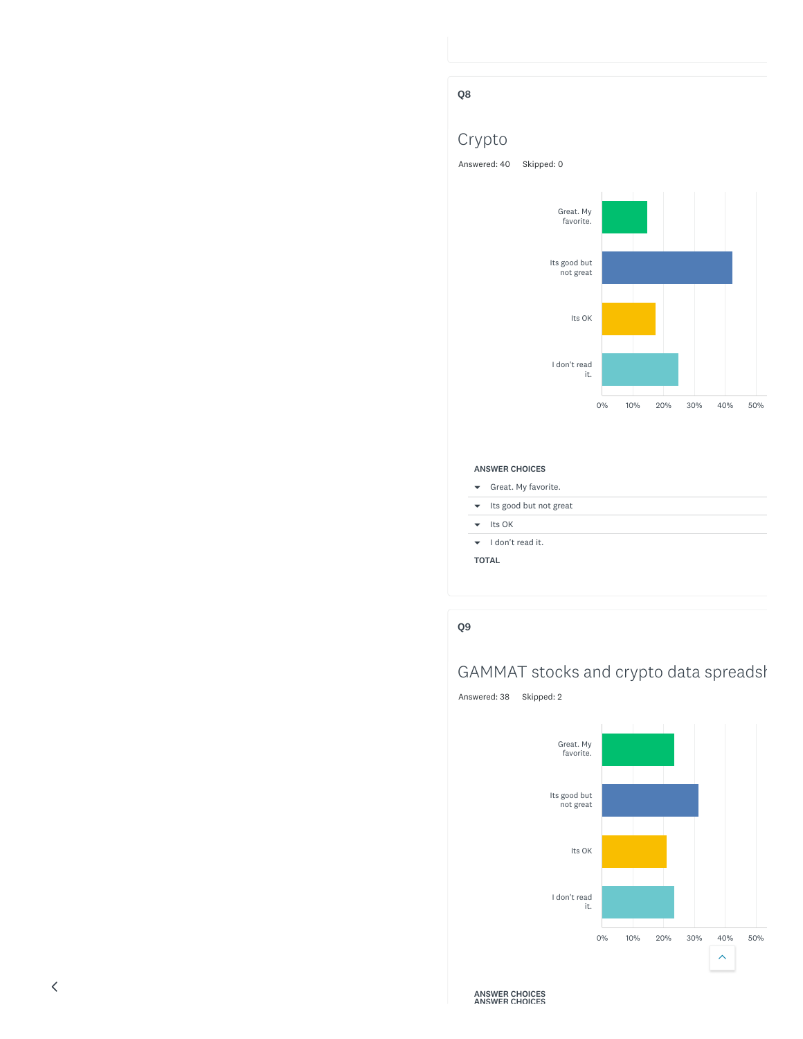## Q8

### Crypto

Answered: 40    Skipped: 0

| ANSWER CHOICES |
| --- |
| Great. My favorite. |
| Its good but not great |
| Its OK |
| I don't read it. |
| TOTAL |

## Q9

### GAMMAT stocks and crypto data spreadsh

Answered: 38    Skipped: 2

ANSWER CHOICES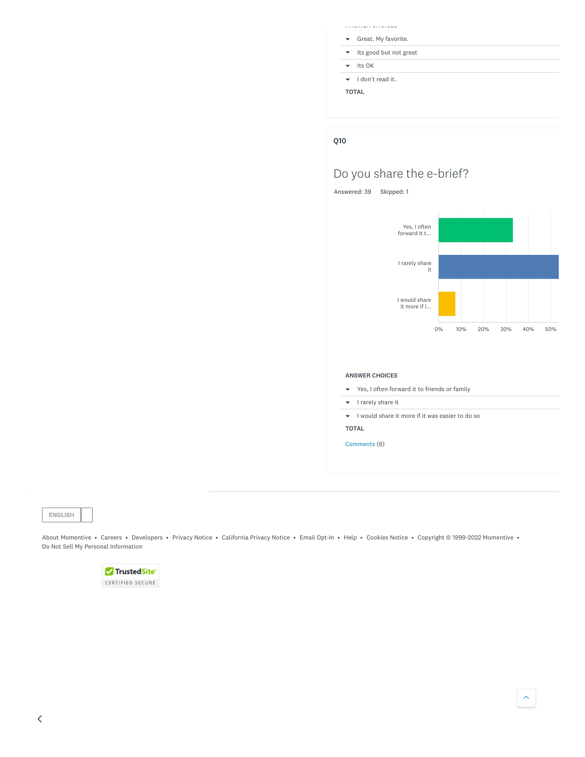ANSWER CHOICES

- Great. My favorite.
- Its good but not great
- Its OK
- I don't read it.

TOTAL

## Q10

# Do you share the e-brief?

Answered: 39 Skipped: 1

Yes, I often forward it t...

I rarely share it

I would share it more if i...

0% 10% 20% 30% 40% 50%

ANSWER CHOICES

- Yes, I often forward it to friends or family
- I rarely share it
- I would share it more if it was easier to do so

TOTAL

Comments (6)

ENGLISH

About Momentive • Careers • Developers • Privacy Notice • California Privacy Notice • Email Opt-In • Help • Cookies Notice • Copyright © 1999-2022 Momentive • Do Not Sell My Personal Information

TrustedSite CERTIFIED SECURE